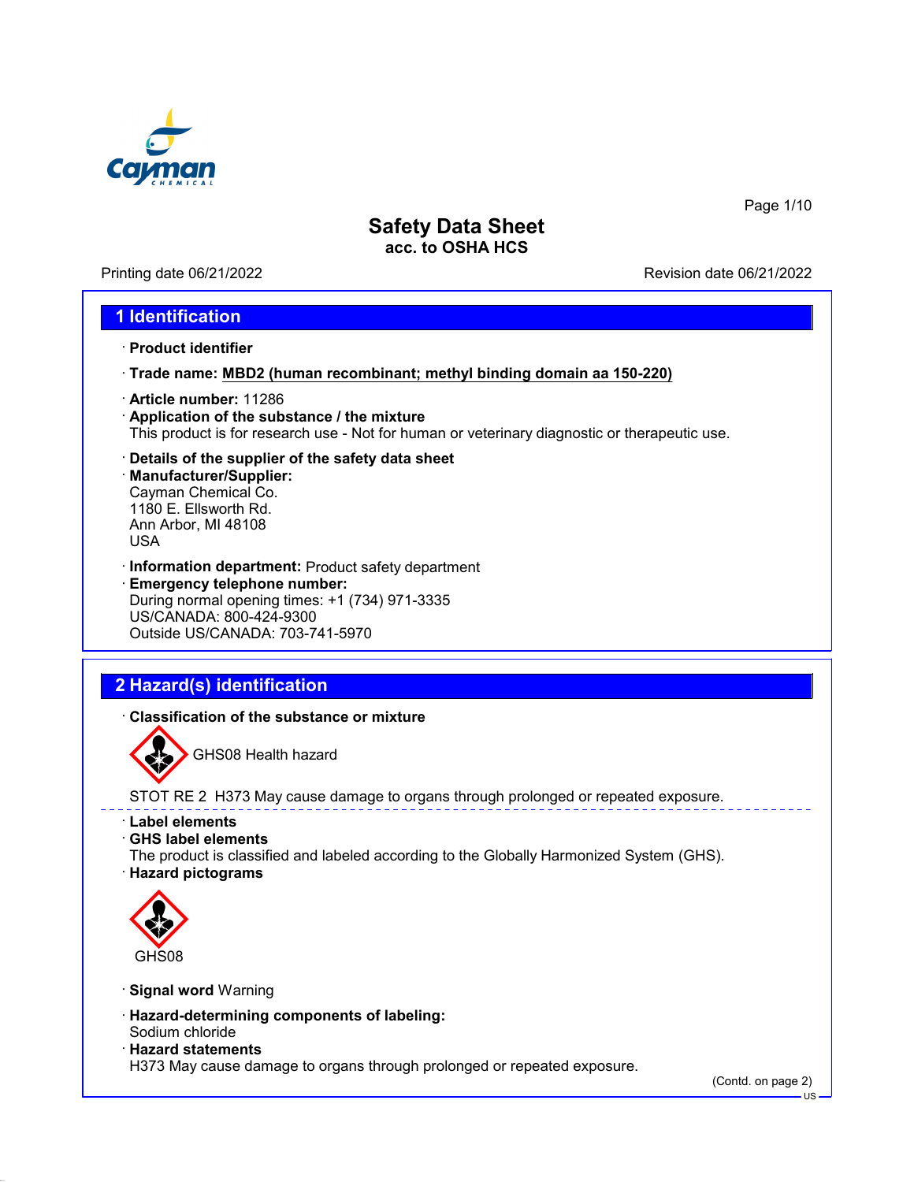# Safety Data Sheet
acc. to OSHA HCS

Printing date 06/21/2022 Revision date 06/21/2022

## 1 Identification

· **Product identifier**

· **Trade name: MBD2 (human recombinant; methyl binding domain aa 150-220)**

· **Article number:** 11286

· **Application of the substance / the mixture**
This product is for research use - Not for human or veterinary diagnostic or therapeutic use.

· **Details of the supplier of the safety data sheet**

· **Manufacturer/Supplier:**
Cayman Chemical Co.
1180 E. Ellsworth Rd.
Ann Arbor, MI 48108
USA

· **Information department:** Product safety department

· **Emergency telephone number:**
During normal opening times: +1 (734) 971-3335
US/CANADA: 800-424-9300
Outside US/CANADA: 703-741-5970

## 2 Hazard(s) identification

· **Classification of the substance or mixture**

GHS08 Health hazard

STOT RE 2 H373 May cause damage to organs through prolonged or repeated exposure.

· **Label elements**

· **GHS label elements**
The product is classified and labeled according to the Globally Harmonized System (GHS).

· **Hazard pictograms**

GHS08

· **Signal word** Warning

· **Hazard-determining components of labeling:**
Sodium chloride

· **Hazard statements**
H373 May cause damage to organs through prolonged or repeated exposure.

(Contd. on page 2)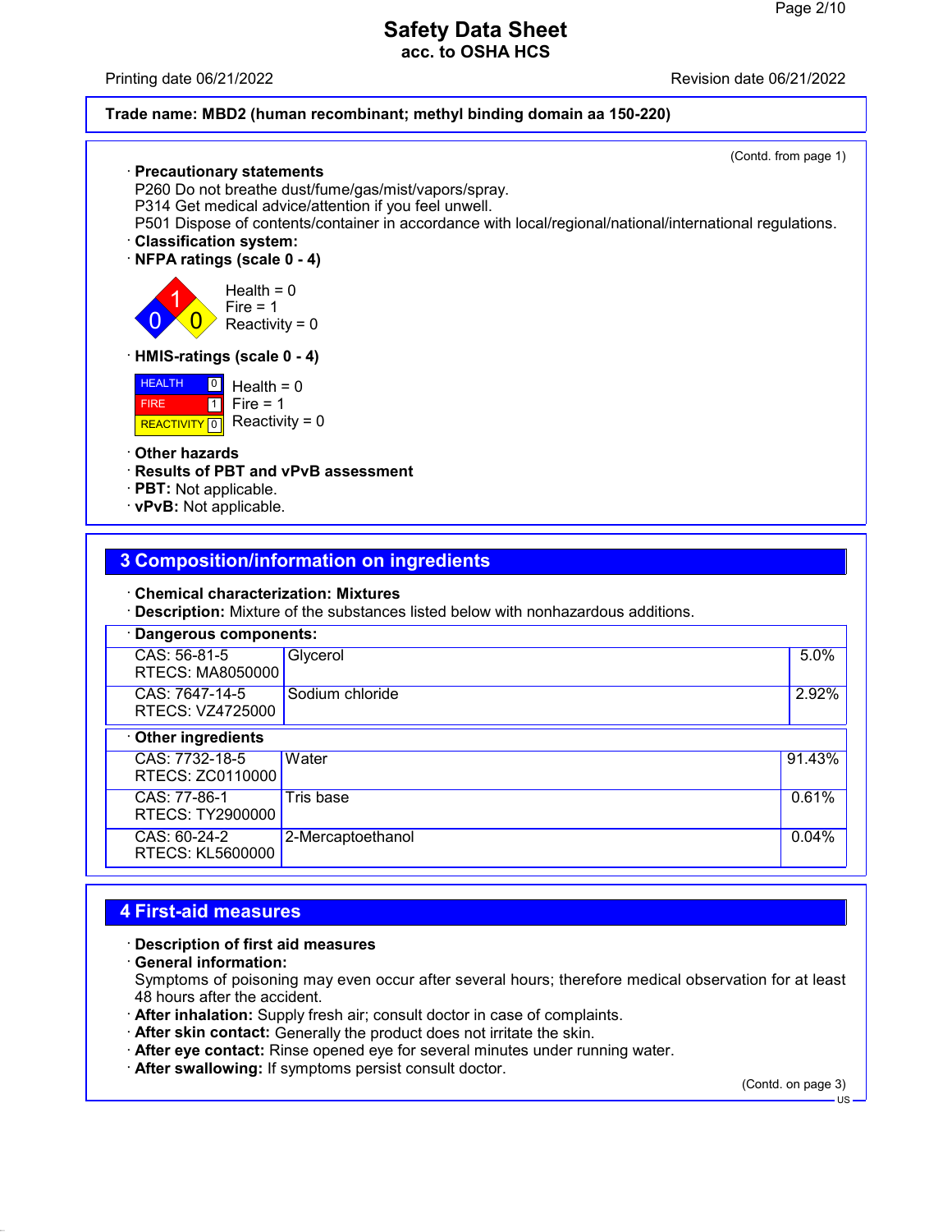Trade name: MBD2 (human recombinant; methyl binding domain aa 150-220)

(Contd. from page 1)

· **Precautionary statements**
P260 Do not breathe dust/fume/gas/mist/vapors/spray.
P314 Get medical advice/attention if you feel unwell.
P501 Dispose of contents/container in accordance with local/regional/national/international regulations.
· **Classification system:**
· **NFPA ratings (scale 0 - 4)**

Health = 0
Fire = 1
Reactivity = 0

· **HMIS-ratings (scale 0 - 4)**

| | | |
|---|---|---|
| HEALTH | 0 | Health = 0 |
| FIRE | 1 | Fire = 1 |
| REACTIVITY | 0 | Reactivity = 0 |

· **Other hazards**
· **Results of PBT and vPvB assessment**
· **PBT:** Not applicable.
· **vPvB:** Not applicable.

## 3 Composition/information on ingredients

· **Chemical characterization: Mixtures**
· **Description:** Mixture of the substances listed below with nonhazardous additions.

· **Dangerous components:**

| | | |
|---|---|---|
| CAS: 56-81-5<br>RTECS: MA8050000 | Glycerol | 5.0% |
| CAS: 7647-14-5<br>RTECS: VZ4725000 | Sodium chloride | 2.92% |

· **Other ingredients**

| | | |
|---|---|---|
| CAS: 7732-18-5<br>RTECS: ZC0110000 | Water | 91.43% |
| CAS: 77-86-1<br>RTECS: TY2900000 | Tris base | 0.61% |
| CAS: 60-24-2<br>RTECS: KL5600000 | 2-Mercaptoethanol | 0.04% |

## 4 First-aid measures

· **Description of first aid measures**
· **General information:**
Symptoms of poisoning may even occur after several hours; therefore medical observation for at least 48 hours after the accident.
· **After inhalation:** Supply fresh air; consult doctor in case of complaints.
· **After skin contact:** Generally the product does not irritate the skin.
· **After eye contact:** Rinse opened eye for several minutes under running water.
· **After swallowing:** If symptoms persist consult doctor.

(Contd. on page 3)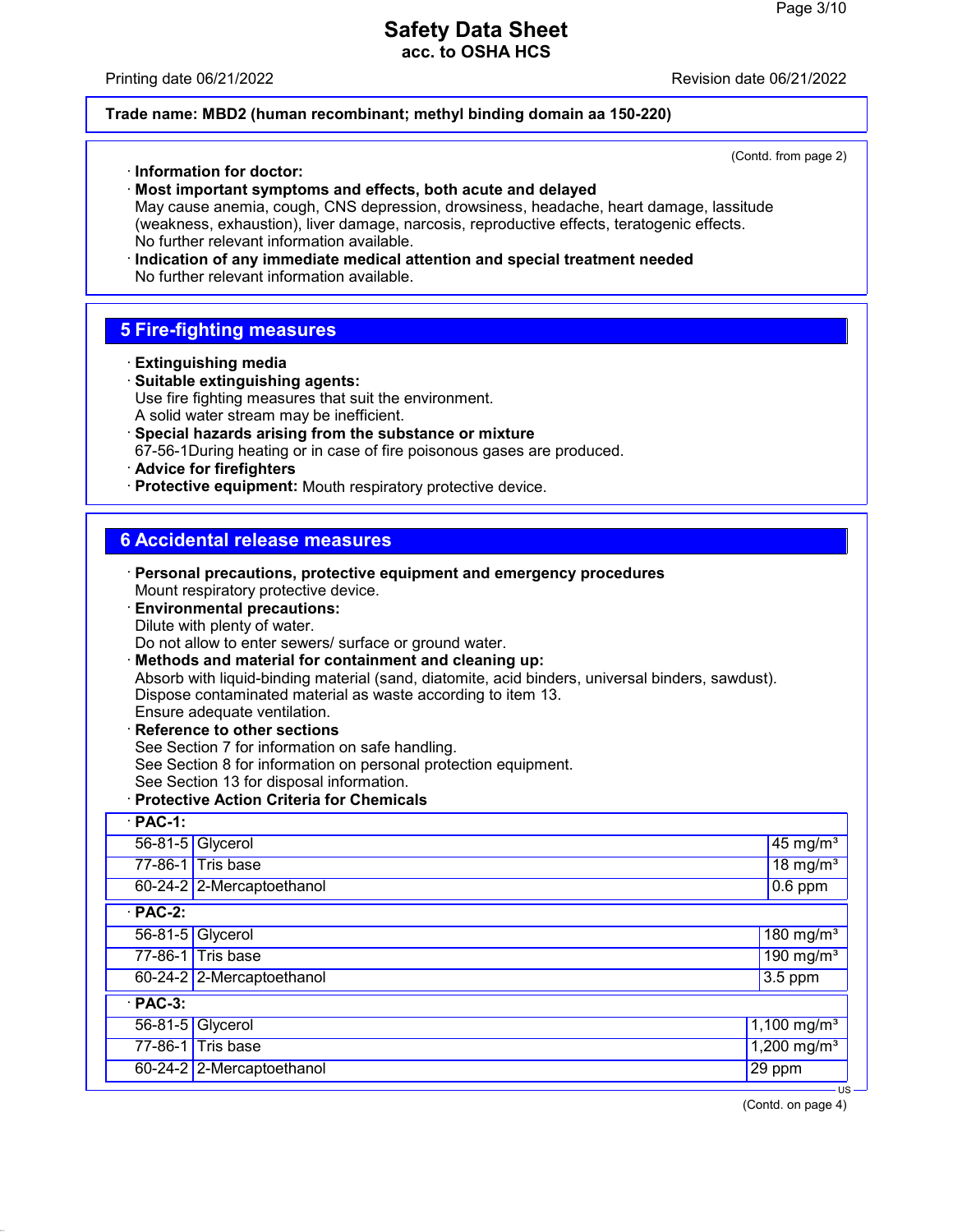**Trade name: MBD2 (human recombinant; methyl binding domain aa 150-220)**

(Contd. from page 2)

· **Information for doctor:**
· **Most important symptoms and effects, both acute and delayed**
May cause anemia, cough, CNS depression, drowsiness, headache, heart damage, lassitude (weakness, exhaustion), liver damage, narcosis, reproductive effects, teratogenic effects.
No further relevant information available.
· **Indication of any immediate medical attention and special treatment needed**
No further relevant information available.

## 5 Fire-fighting measures

· **Extinguishing media**
· **Suitable extinguishing agents:**
Use fire fighting measures that suit the environment.
A solid water stream may be inefficient.
· **Special hazards arising from the substance or mixture**
67-56-1During heating or in case of fire poisonous gases are produced.
· **Advice for firefighters**
· **Protective equipment:** Mouth respiratory protective device.

## 6 Accidental release measures

· **Personal precautions, protective equipment and emergency procedures**
Mount respiratory protective device.
· **Environmental precautions:**
Dilute with plenty of water.
Do not allow to enter sewers/ surface or ground water.
· **Methods and material for containment and cleaning up:**
Absorb with liquid-binding material (sand, diatomite, acid binders, universal binders, sawdust).
Dispose contaminated material as waste according to item 13.
Ensure adequate ventilation.
· **Reference to other sections**
See Section 7 for information on safe handling.
See Section 8 for information on personal protection equipment.
See Section 13 for disposal information.
· **Protective Action Criteria for Chemicals**

| · **PAC-1:** | | |
|---|---|---|
| 56-81-5 | Glycerol | 45 mg/m³ |
| 77-86-1 | Tris base | 18 mg/m³ |
| 60-24-2 | 2-Mercaptoethanol | 0.6 ppm |

| · **PAC-2:** | | |
|---|---|---|
| 56-81-5 | Glycerol | 180 mg/m³ |
| 77-86-1 | Tris base | 190 mg/m³ |
| 60-24-2 | 2-Mercaptoethanol | 3.5 ppm |

| · **PAC-3:** | | |
|---|---|---|
| 56-81-5 | Glycerol | 1,100 mg/m³ |
| 77-86-1 | Tris base | 1,200 mg/m³ |
| 60-24-2 | 2-Mercaptoethanol | 29 ppm |

(Contd. on page 4)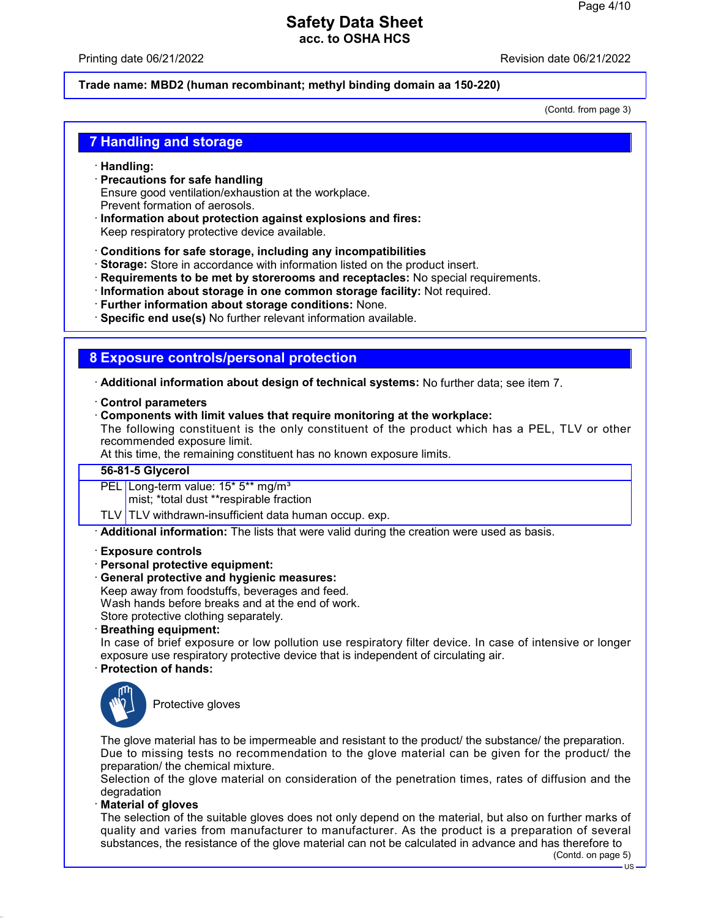**Trade name: MBD2 (human recombinant; methyl binding domain aa 150-220)**

(Contd. from page 3)

## 7 Handling and storage

· **Handling:**
· **Precautions for safe handling**
Ensure good ventilation/exhaustion at the workplace.
Prevent formation of aerosols.
· **Information about protection against explosions and fires:**
Keep respiratory protective device available.

· **Conditions for safe storage, including any incompatibilities**
· **Storage:** Store in accordance with information listed on the product insert.
· **Requirements to be met by storerooms and receptacles:** No special requirements.
· **Information about storage in one common storage facility:** Not required.
· **Further information about storage conditions:** None.
· **Specific end use(s)** No further relevant information available.

## 8 Exposure controls/personal protection

· **Additional information about design of technical systems:** No further data; see item 7.

· **Control parameters**
· **Components with limit values that require monitoring at the workplace:**
The following constituent is the only constituent of the product which has a PEL, TLV or other recommended exposure limit.
At this time, the remaining constituent has no known exposure limits.

| 56-81-5 Glycerol | |
|---|---|
| PEL | Long-term value: 15* 5** mg/m³<br>mist; *total dust **respirable fraction |
| TLV | TLV withdrawn-insufficient data human occup. exp. |

· **Additional information:** The lists that were valid during the creation were used as basis.

· **Exposure controls**
· **Personal protective equipment:**
· **General protective and hygienic measures:**
Keep away from foodstuffs, beverages and feed.
Wash hands before breaks and at the end of work.
Store protective clothing separately.
· **Breathing equipment:**
In case of brief exposure or low pollution use respiratory filter device. In case of intensive or longer exposure use respiratory protective device that is independent of circulating air.
· **Protection of hands:**

Protective gloves

The glove material has to be impermeable and resistant to the product/ the substance/ the preparation.
Due to missing tests no recommendation to the glove material can be given for the product/ the preparation/ the chemical mixture.
Selection of the glove material on consideration of the penetration times, rates of diffusion and the degradation
· **Material of gloves**
The selection of the suitable gloves does not only depend on the material, but also on further marks of quality and varies from manufacturer to manufacturer. As the product is a preparation of several substances, the resistance of the glove material can not be calculated in advance and has therefore to

(Contd. on page 5)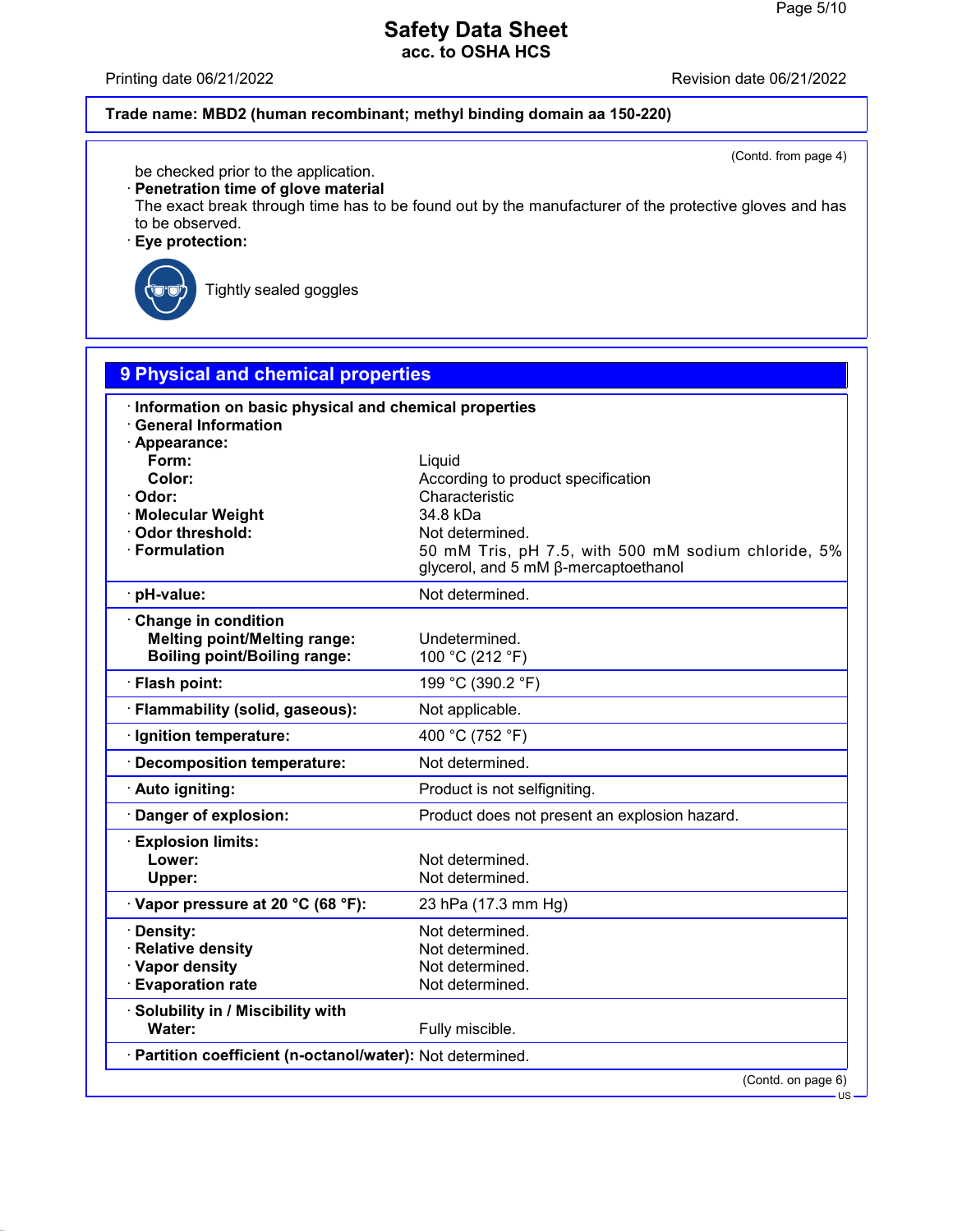Trade name: MBD2 (human recombinant; methyl binding domain aa 150-220)

(Contd. from page 4)

be checked prior to the application.

· **Penetration time of glove material**
The exact break through time has to be found out by the manufacturer of the protective gloves and has to be observed.

· **Eye protection:**

Tightly sealed goggles

## 9 Physical and chemical properties

· **Information on basic physical and chemical properties**
· **General Information**
· **Appearance:**

| | |
|---|---|
| **Form:** | Liquid |
| **Color:** | According to product specification |
| · **Odor:** | Characteristic |
| · **Molecular Weight** | 34.8 kDa |
| · **Odor threshold:** | Not determined. |
| · **Formulation** | 50 mM Tris, pH 7.5, with 500 mM sodium chloride, 5% glycerol, and 5 mM β-mercaptoethanol |
| · **pH-value:** | Not determined. |
| · **Change in condition** | |
| **Melting point/Melting range:** | Undetermined. |
| **Boiling point/Boiling range:** | 100 °C (212 °F) |
| · **Flash point:** | 199 °C (390.2 °F) |
| · **Flammability (solid, gaseous):** | Not applicable. |
| · **Ignition temperature:** | 400 °C (752 °F) |
| · **Decomposition temperature:** | Not determined. |
| · **Auto igniting:** | Product is not selfigniting. |
| · **Danger of explosion:** | Product does not present an explosion hazard. |
| · **Explosion limits:** | |
| **Lower:** | Not determined. |
| **Upper:** | Not determined. |
| · **Vapor pressure at 20 °C (68 °F):** | 23 hPa (17.3 mm Hg) |
| · **Density:** | Not determined. |
| · **Relative density** | Not determined. |
| · **Vapor density** | Not determined. |
| · **Evaporation rate** | Not determined. |
| · **Solubility in / Miscibility with** | |
| **Water:** | Fully miscible. |
| · **Partition coefficient (n-octanol/water):** | Not determined. |

(Contd. on page 6)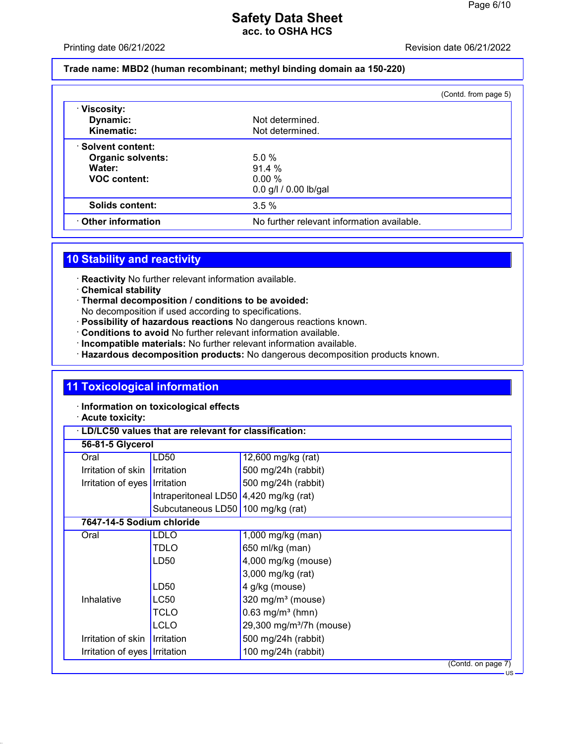Trade name: MBD2 (human recombinant; methyl binding domain aa 150-220)

(Contd. from page 5)

| | |
|---|---|
| · **Viscosity:** | |
| **Dynamic:** | Not determined. |
| **Kinematic:** | Not determined. |
| · **Solvent content:** | |
| **Organic solvents:** | 5.0 % |
| **Water:** | 91.4 % |
| **VOC content:** | 0.00 % |
| | 0.0 g/l / 0.00 lb/gal |
| **Solids content:** | 3.5 % |
| · **Other information** | No further relevant information available. |

## 10 Stability and reactivity

· **Reactivity** No further relevant information available.
· **Chemical stability**
· **Thermal decomposition / conditions to be avoided:**
No decomposition if used according to specifications.
· **Possibility of hazardous reactions** No dangerous reactions known.
· **Conditions to avoid** No further relevant information available.
· **Incompatible materials:** No further relevant information available.
· **Hazardous decomposition products:** No dangerous decomposition products known.

## 11 Toxicological information

· **Information on toxicological effects**
· **Acute toxicity:**

· **LD/LC50 values that are relevant for classification:**

| **56-81-5 Glycerol** | | |
|---|---|---|
| Oral | LD50 | 12,600 mg/kg (rat) |
| Irritation of skin | Irritation | 500 mg/24h (rabbit) |
| Irritation of eyes | Irritation | 500 mg/24h (rabbit) |
| | Intraperitoneal LD50 | 4,420 mg/kg (rat) |
| | Subcutaneous LD50 | 100 mg/kg (rat) |
| **7647-14-5 Sodium chloride** | | |
| Oral | LDLO | 1,000 mg/kg (man) |
| | TDLO | 650 ml/kg (man) |
| | LD50 | 4,000 mg/kg (mouse) |
| | | 3,000 mg/kg (rat) |
| | LD50 | 4 g/kg (mouse) |
| Inhalative | LC50 | 320 mg/m³ (mouse) |
| | TCLO | 0.63 mg/m³ (hmn) |
| | LCLO | 29,300 mg/m³/7h (mouse) |
| Irritation of skin | Irritation | 500 mg/24h (rabbit) |
| Irritation of eyes | Irritation | 100 mg/24h (rabbit) |

(Contd. on page 7)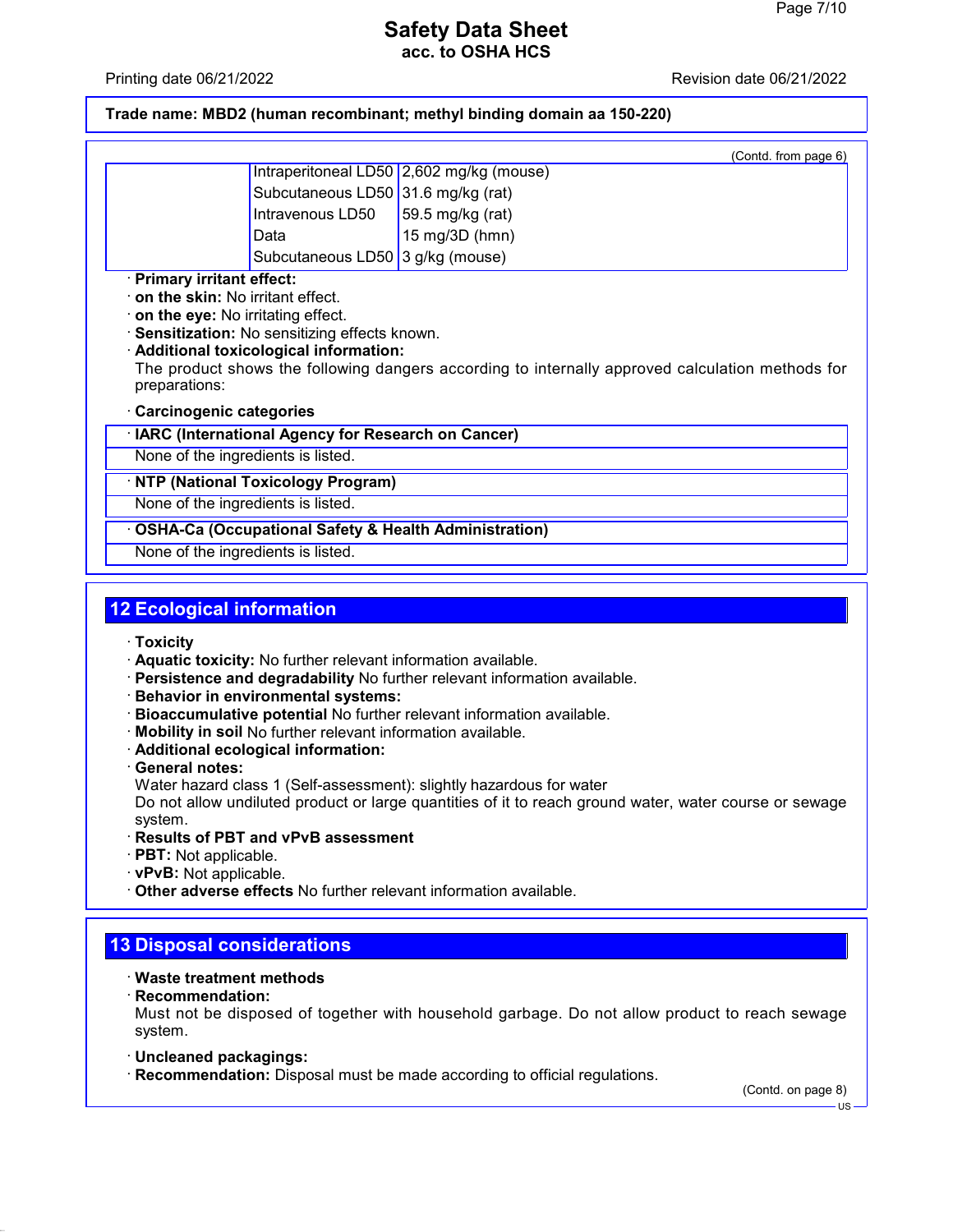(Contd. from page 6)

| | | |
|---|---|---|
| | Intraperitoneal LD50 | 2,602 mg/kg (mouse) |
| | Subcutaneous LD50 | 31.6 mg/kg (rat) |
| | Intravenous LD50 | 59.5 mg/kg (rat) |
| | Data | 15 mg/3D (hmn) |
| | Subcutaneous LD50 | 3 g/kg (mouse) |

· **Primary irritant effect:**
· **on the skin:** No irritant effect.
· **on the eye:** No irritating effect.
· **Sensitization:** No sensitizing effects known.
· **Additional toxicological information:**
The product shows the following dangers according to internally approved calculation methods for preparations:

· **Carcinogenic categories**

· **IARC (International Agency for Research on Cancer)**
None of the ingredients is listed.

· **NTP (National Toxicology Program)**
None of the ingredients is listed.

· **OSHA-Ca (Occupational Safety & Health Administration)**
None of the ingredients is listed.

## 12 Ecological information

· **Toxicity**
· **Aquatic toxicity:** No further relevant information available.
· **Persistence and degradability** No further relevant information available.
· **Behavior in environmental systems:**
· **Bioaccumulative potential** No further relevant information available.
· **Mobility in soil** No further relevant information available.
· **Additional ecological information:**
· **General notes:**
Water hazard class 1 (Self-assessment): slightly hazardous for water
Do not allow undiluted product or large quantities of it to reach ground water, water course or sewage system.
· **Results of PBT and vPvB assessment**
· **PBT:** Not applicable.
· **vPvB:** Not applicable.
· **Other adverse effects** No further relevant information available.

## 13 Disposal considerations

· **Waste treatment methods**
· **Recommendation:**
Must not be disposed of together with household garbage. Do not allow product to reach sewage system.

· **Uncleaned packagings:**
· **Recommendation:** Disposal must be made according to official regulations.

(Contd. on page 8)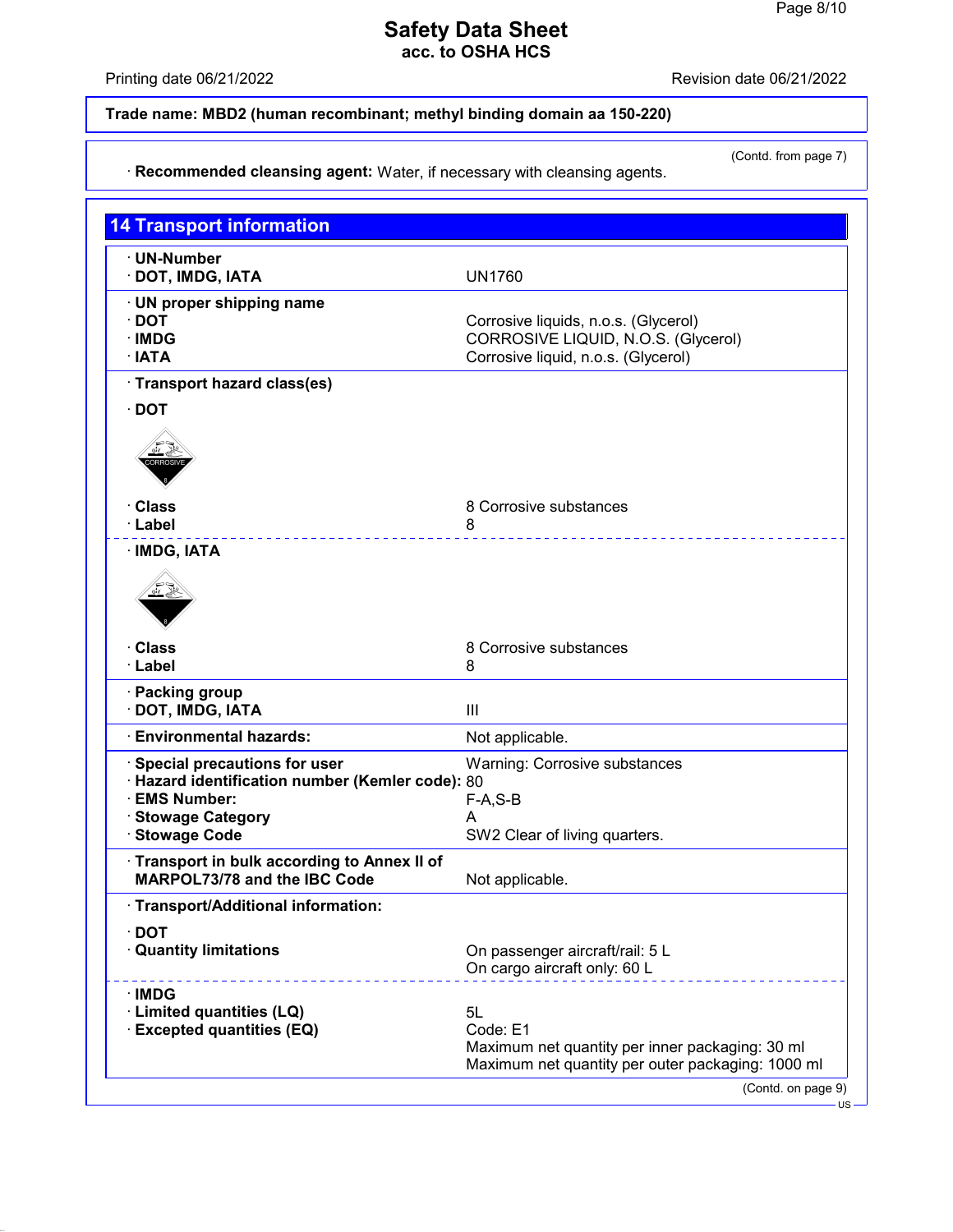# Safety Data Sheet
**acc. to OSHA HCS**

Printing date 06/21/2022 Revision date 06/21/2022

**Trade name: MBD2 (human recombinant; methyl binding domain aa 150-220)**

(Contd. from page 7)

· **Recommended cleansing agent:** Water, if necessary with cleansing agents.

## 14 Transport information

| | |
|---|---|
| · **UN-Number** | |
| · **DOT, IMDG, IATA** | UN1760 |
| · **UN proper shipping name** | |
| · **DOT** | Corrosive liquids, n.o.s. (Glycerol) |
| · **IMDG** | CORROSIVE LIQUID, N.O.S. (Glycerol) |
| · **IATA** | Corrosive liquid, n.o.s. (Glycerol) |
| · **Transport hazard class(es)** | |
| · **DOT** | |
| · **Class** | 8 Corrosive substances |
| · **Label** | 8 |
| · **IMDG, IATA** | |
| · **Class** | 8 Corrosive substances |
| · **Label** | 8 |
| · **Packing group** | |
| · **DOT, IMDG, IATA** | III |
| · **Environmental hazards:** | Not applicable. |
| · **Special precautions for user** | Warning: Corrosive substances |
| · **Hazard identification number (Kemler code):** | 80 |
| · **EMS Number:** | F-A,S-B |
| · **Stowage Category** | A |
| · **Stowage Code** | SW2 Clear of living quarters. |
| · **Transport in bulk according to Annex II of MARPOL73/78 and the IBC Code** | Not applicable. |
| · **Transport/Additional information:** | |
| · **DOT** | |
| · **Quantity limitations** | On passenger aircraft/rail: 5 L<br>On cargo aircraft only: 60 L |
| · **IMDG** | |
| · **Limited quantities (LQ)** | 5L |
| · **Excepted quantities (EQ)** | Code: E1<br>Maximum net quantity per inner packaging: 30 ml<br>Maximum net quantity per outer packaging: 1000 ml |

(Contd. on page 9)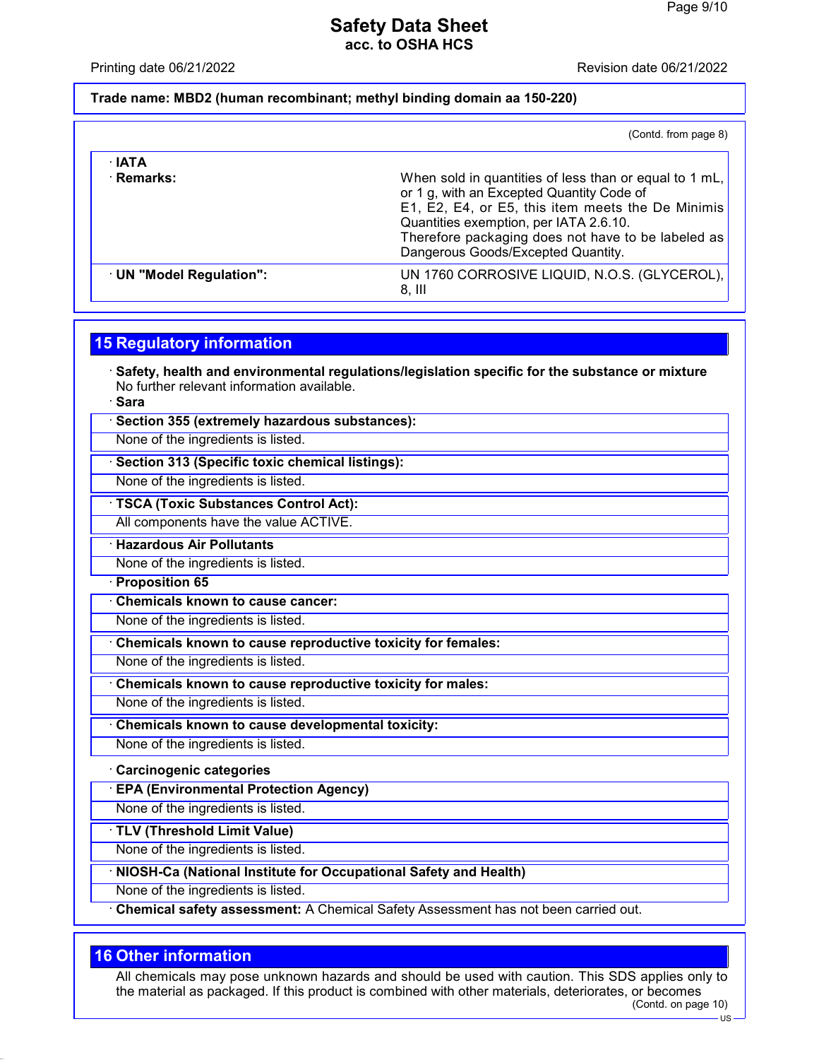Trade name: MBD2 (human recombinant; methyl binding domain aa 150-220)

(Contd. from page 8)

| | |
|---|---|
| · **IATA** | |
| · **Remarks:** | When sold in quantities of less than or equal to 1 mL, or 1 g, with an Excepted Quantity Code of E1, E2, E4, or E5, this item meets the De Minimis Quantities exemption, per IATA 2.6.10. Therefore packaging does not have to be labeled as Dangerous Goods/Excepted Quantity. |
| · **UN "Model Regulation":** | UN 1760 CORROSIVE LIQUID, N.O.S. (GLYCEROL), 8, III |

## 15 Regulatory information

· **Safety, health and environmental regulations/legislation specific for the substance or mixture**
No further relevant information available.

· **Sara**

· **Section 355 (extremely hazardous substances):**
None of the ingredients is listed.

· **Section 313 (Specific toxic chemical listings):**
None of the ingredients is listed.

· **TSCA (Toxic Substances Control Act):**
All components have the value ACTIVE.

· **Hazardous Air Pollutants**
None of the ingredients is listed.

· **Proposition 65**

· **Chemicals known to cause cancer:**
None of the ingredients is listed.

· **Chemicals known to cause reproductive toxicity for females:**
None of the ingredients is listed.

· **Chemicals known to cause reproductive toxicity for males:**
None of the ingredients is listed.

· **Chemicals known to cause developmental toxicity:**
None of the ingredients is listed.

· **Carcinogenic categories**

· **EPA (Environmental Protection Agency)**
None of the ingredients is listed.

· **TLV (Threshold Limit Value)**
None of the ingredients is listed.

· **NIOSH-Ca (National Institute for Occupational Safety and Health)**
None of the ingredients is listed.

· **Chemical safety assessment:** A Chemical Safety Assessment has not been carried out.

## 16 Other information

All chemicals may pose unknown hazards and should be used with caution. This SDS applies only to the material as packaged. If this product is combined with other materials, deteriorates, or becomes

(Contd. on page 10)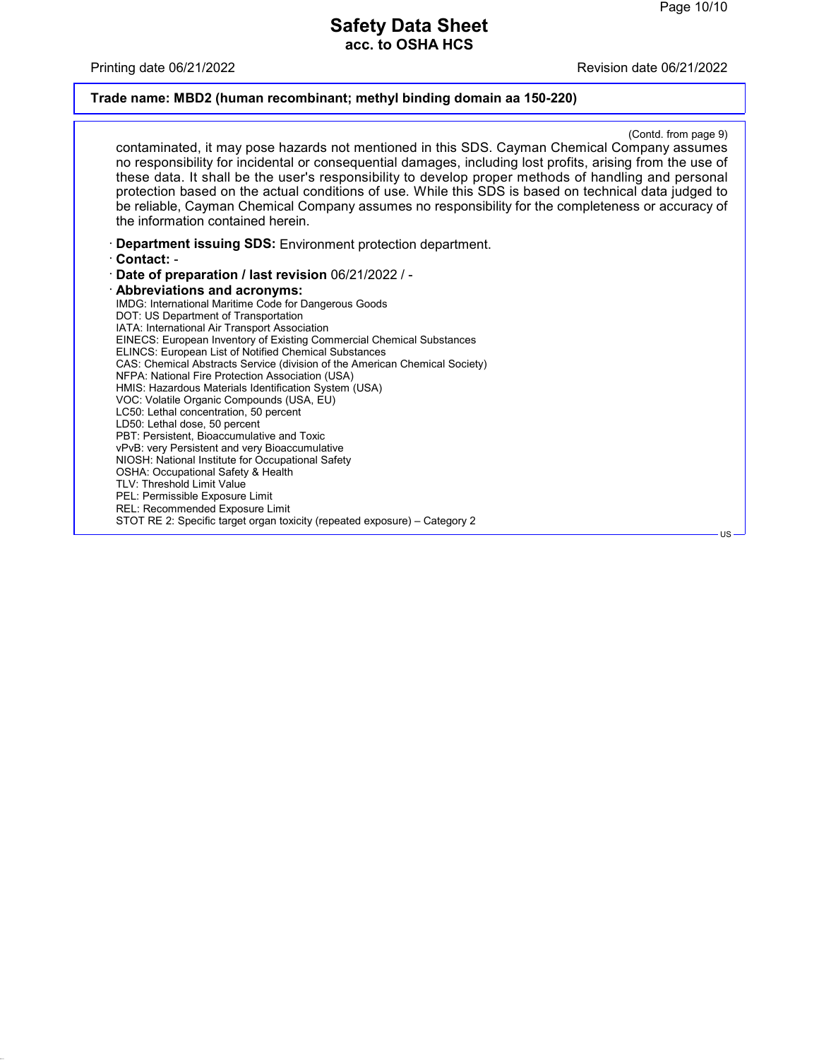contaminated, it may pose hazards not mentioned in this SDS. Cayman Chemical Company assumes no responsibility for incidental or consequential damages, including lost profits, arising from the use of these data. It shall be the user's responsibility to develop proper methods of handling and personal protection based on the actual conditions of use. While this SDS is based on technical data judged to be reliable, Cayman Chemical Company assumes no responsibility for the completeness or accuracy of the information contained herein.

· **Department issuing SDS:** Environment protection department.

· **Contact:** -

· **Date of preparation / last revision** 06/21/2022 / -

· **Abbreviations and acronyms:**

IMDG: International Maritime Code for Dangerous Goods
DOT: US Department of Transportation
IATA: International Air Transport Association
EINECS: European Inventory of Existing Commercial Chemical Substances
ELINCS: European List of Notified Chemical Substances
CAS: Chemical Abstracts Service (division of the American Chemical Society)
NFPA: National Fire Protection Association (USA)
HMIS: Hazardous Materials Identification System (USA)
VOC: Volatile Organic Compounds (USA, EU)
LC50: Lethal concentration, 50 percent
LD50: Lethal dose, 50 percent
PBT: Persistent, Bioaccumulative and Toxic
vPvB: very Persistent and very Bioaccumulative
NIOSH: National Institute for Occupational Safety
OSHA: Occupational Safety & Health
TLV: Threshold Limit Value
PEL: Permissible Exposure Limit
REL: Recommended Exposure Limit
STOT RE 2: Specific target organ toxicity (repeated exposure) – Category 2